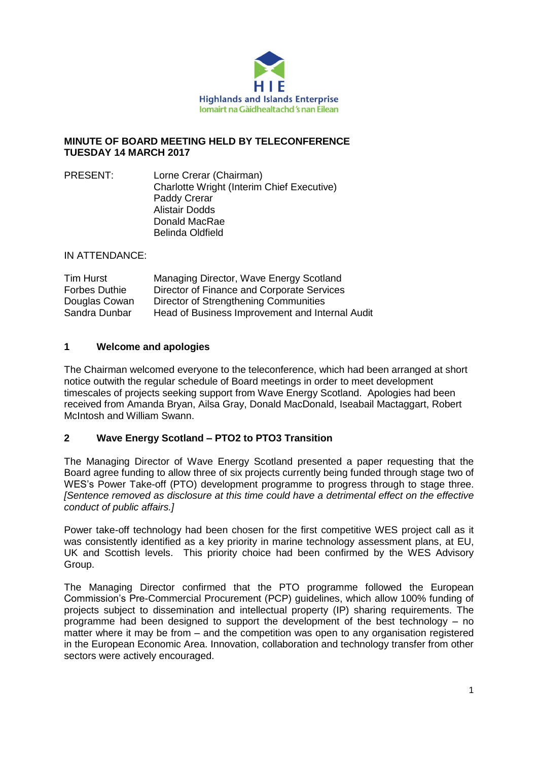# MINUTE OF BOARD MEETING HELD BY TELECONFERENCE TUESDAY 14 MARCH 2017

| PRESENT: | Lorne Crerar (Chairman) |
|---|---|
| | Charlotte Wright (Interim Chief Executive) |
| | Paddy Crerar |
| | Alistair Dodds |
| | Donald MacRae |
| | Belinda Oldfield |

IN ATTENDANCE:

| Name | Role |
|---|---|
| Tim Hurst | Managing Director, Wave Energy Scotland |
| Forbes Duthie | Director of Finance and Corporate Services |
| Douglas Cowan | Director of Strengthening Communities |
| Sandra Dunbar | Head of Business Improvement and Internal Audit |

## 1 Welcome and apologies

The Chairman welcomed everyone to the teleconference, which had been arranged at short notice outwith the regular schedule of Board meetings in order to meet development timescales of projects seeking support from Wave Energy Scotland. Apologies had been received from Amanda Bryan, Ailsa Gray, Donald MacDonald, Iseabail Mactaggart, Robert McIntosh and William Swann.

## 2 Wave Energy Scotland – PTO2 to PTO3 Transition

The Managing Director of Wave Energy Scotland presented a paper requesting that the Board agree funding to allow three of six projects currently being funded through stage two of WES's Power Take-off (PTO) development programme to progress through to stage three. *[Sentence removed as disclosure at this time could have a detrimental effect on the effective conduct of public affairs.]*

Power take-off technology had been chosen for the first competitive WES project call as it was consistently identified as a key priority in marine technology assessment plans, at EU, UK and Scottish levels. This priority choice had been confirmed by the WES Advisory Group.

The Managing Director confirmed that the PTO programme followed the European Commission's Pre-Commercial Procurement (PCP) guidelines, which allow 100% funding of projects subject to dissemination and intellectual property (IP) sharing requirements. The programme had been designed to support the development of the best technology – no matter where it may be from – and the competition was open to any organisation registered in the European Economic Area. Innovation, collaboration and technology transfer from other sectors were actively encouraged.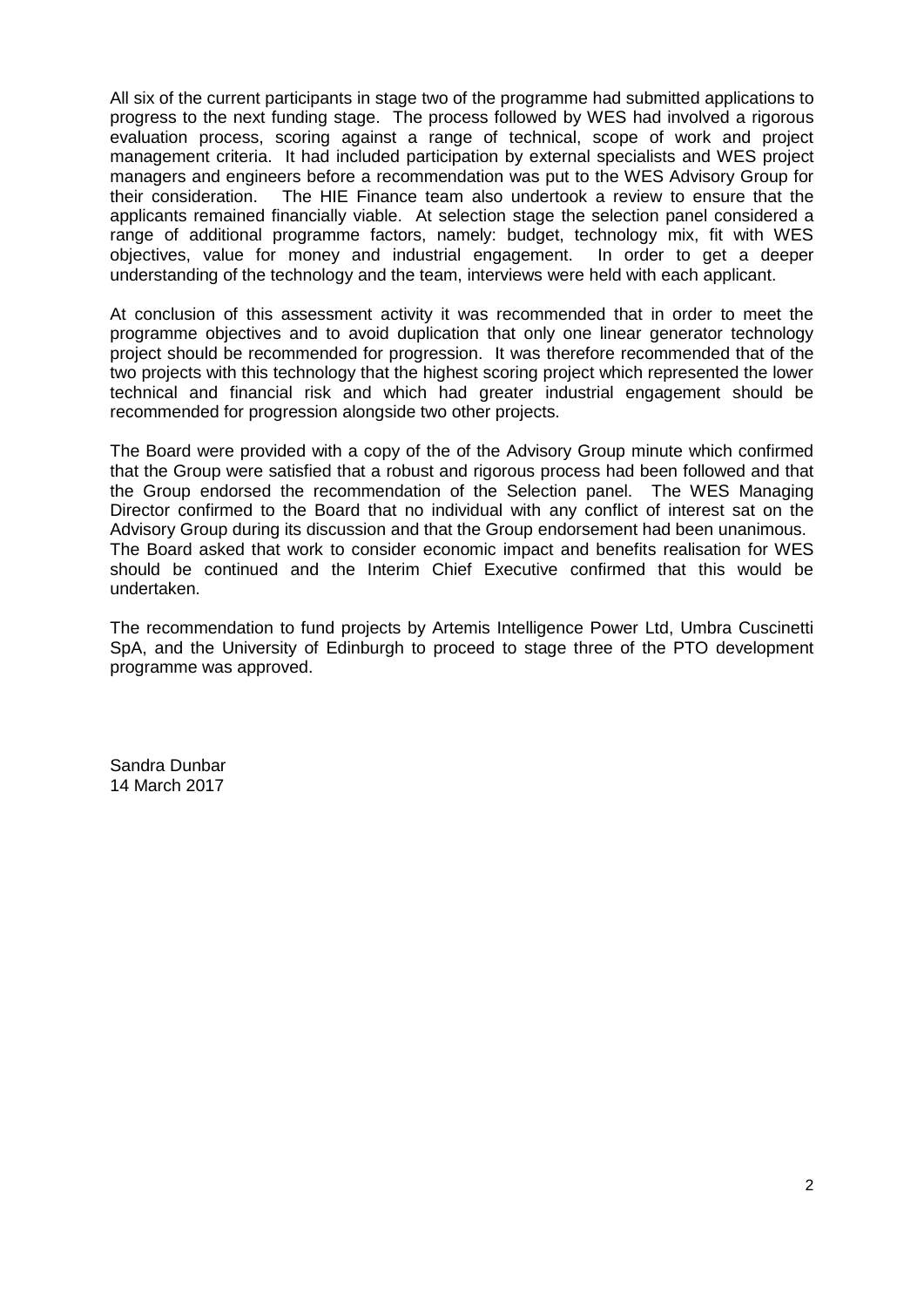All six of the current participants in stage two of the programme had submitted applications to progress to the next funding stage. The process followed by WES had involved a rigorous evaluation process, scoring against a range of technical, scope of work and project management criteria. It had included participation by external specialists and WES project managers and engineers before a recommendation was put to the WES Advisory Group for their consideration. The HIE Finance team also undertook a review to ensure that the applicants remained financially viable. At selection stage the selection panel considered a range of additional programme factors, namely: budget, technology mix, fit with WES objectives, value for money and industrial engagement. In order to get a deeper understanding of the technology and the team, interviews were held with each applicant.

At conclusion of this assessment activity it was recommended that in order to meet the programme objectives and to avoid duplication that only one linear generator technology project should be recommended for progression. It was therefore recommended that of the two projects with this technology that the highest scoring project which represented the lower technical and financial risk and which had greater industrial engagement should be recommended for progression alongside two other projects.

The Board were provided with a copy of the of the Advisory Group minute which confirmed that the Group were satisfied that a robust and rigorous process had been followed and that the Group endorsed the recommendation of the Selection panel. The WES Managing Director confirmed to the Board that no individual with any conflict of interest sat on the Advisory Group during its discussion and that the Group endorsement had been unanimous. The Board asked that work to consider economic impact and benefits realisation for WES should be continued and the Interim Chief Executive confirmed that this would be undertaken.

The recommendation to fund projects by Artemis Intelligence Power Ltd, Umbra Cuscinetti SpA, and the University of Edinburgh to proceed to stage three of the PTO development programme was approved.

Sandra Dunbar
14 March 2017